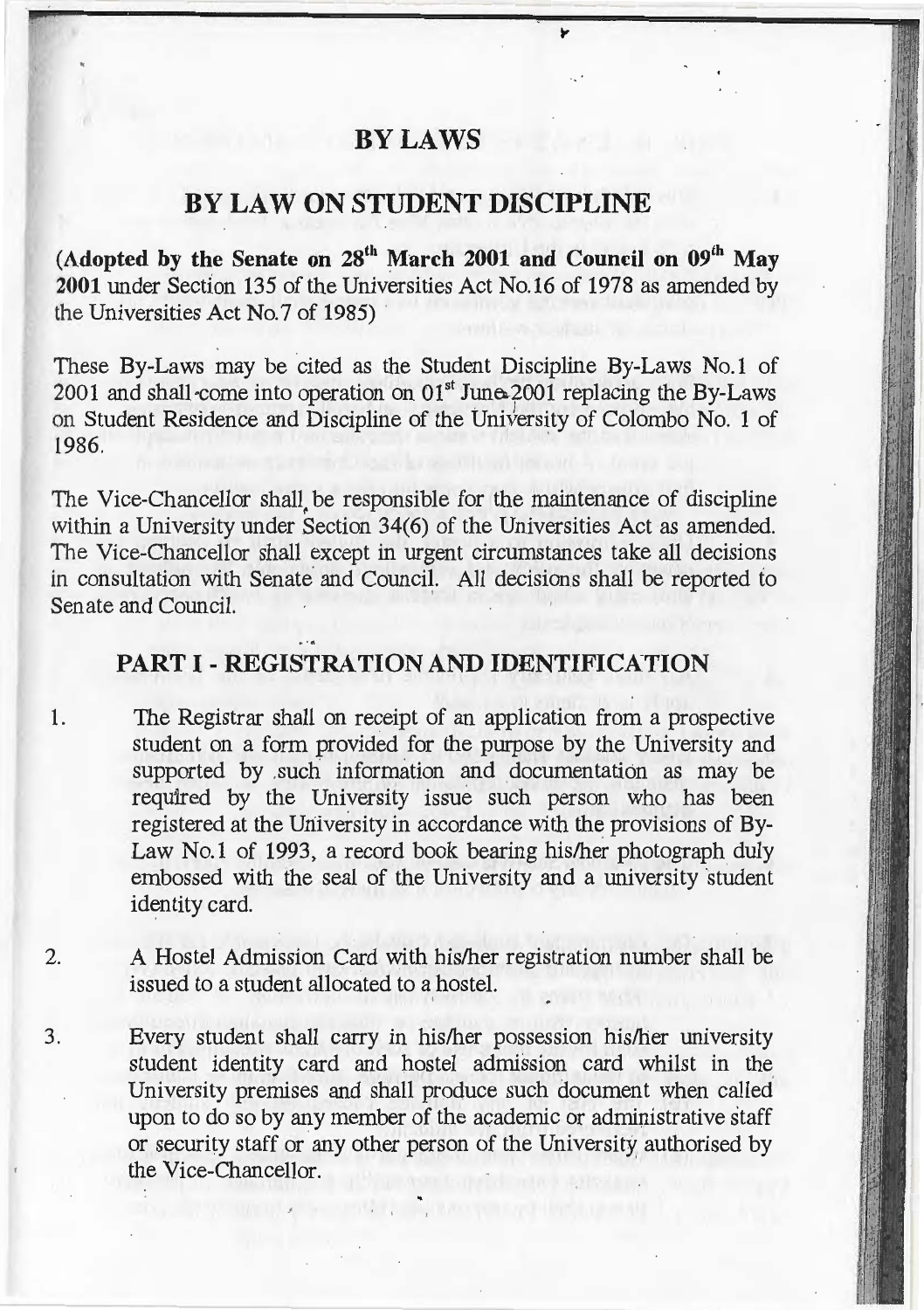# BY LAWS

## BY LAW ON STUDENT DISCIPLINE

**(Adopted by the Senate on 28th March 2001 and Council on 09th May 2001** under Section 135 of the Universities Act No.16 of 1978 as amended by the Universities Act No.7 of 1985)

These By-Laws may be cited as the Student Discipline By-Laws No.1 of 2001 and shall come into operation on 01st June 2001 replacing the By-Laws on Student Residence and Discipline of the University of Colombo No. 1 of 1986.

The Vice-Chancellor shall be responsible for the maintenance of discipline within a University under Section 34(6) of the Universities Act as amended. The Vice-Chancellor shall except in urgent circumstances take all decisions in consultation with Senate and Council. All decisions shall be reported to Senate and Council.

## PART I - REGISTRATION AND IDENTIFICATION

1. The Registrar shall on receipt of an application from a prospective student on a form provided for the purpose by the University and supported by such information and documentation as may be required by the University issue such person who has been registered at the University in accordance with the provisions of By-Law No.1 of 1993, a record book bearing his/her photograph duly embossed with the seal of the University and a university student identity card.

2. A Hostel Admission Card with his/her registration number shall be issued to a student allocated to a hostel.

3. Every student shall carry in his/her possession his/her university student identity card and hostel admission card whilst in the University premises and shall produce such document when called upon to do so by any member of the academic or administrative staff or security staff or any other person of the University authorised by the Vice-Chancellor.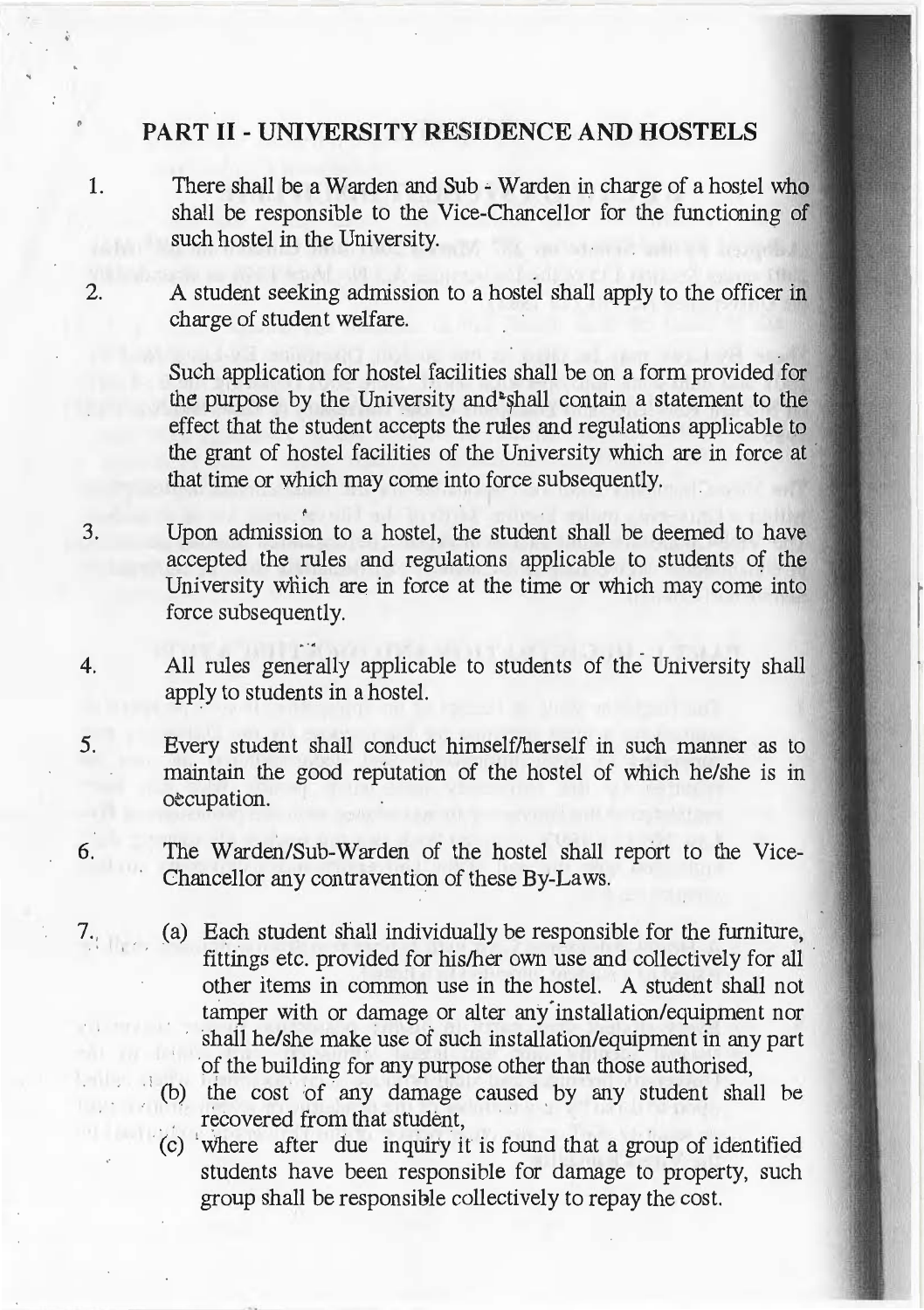## PART II - UNIVERSITY RESIDENCE AND HOSTELS

1. There shall be a Warden and Sub - Warden in charge of a hostel who shall be responsible to the Vice-Chancellor for the functioning of such hostel in the University.

2. A student seeking admission to a hostel shall apply to the officer in charge of student welfare.

   Such application for hostel facilities shall be on a form provided for the purpose by the University and shall contain a statement to the effect that the student accepts the rules and regulations applicable to the grant of hostel facilities of the University which are in force at that time or which may come into force subsequently.

3. Upon admission to a hostel, the student shall be deemed to have accepted the rules and regulations applicable to students of the University which are in force at the time or which may come into force subsequently.

4. All rules generally applicable to students of the University shall apply to students in a hostel.

5. Every student shall conduct himself/herself in such manner as to maintain the good reputation of the hostel of which he/she is in occupation.

6. The Warden/Sub-Warden of the hostel shall report to the Vice-Chancellor any contravention of these By-Laws.

7. (a) Each student shall individually be responsible for the furniture, fittings etc. provided for his/her own use and collectively for all other items in common use in the hostel. A student shall not tamper with or damage or alter any installation/equipment nor shall he/she make use of such installation/equipment in any part of the building for any purpose other than those authorised,

   (b) the cost of any damage caused by any student shall be recovered from that student,

   (c) where after due inquiry it is found that a group of identified students have been responsible for damage to property, such group shall be responsible collectively to repay the cost.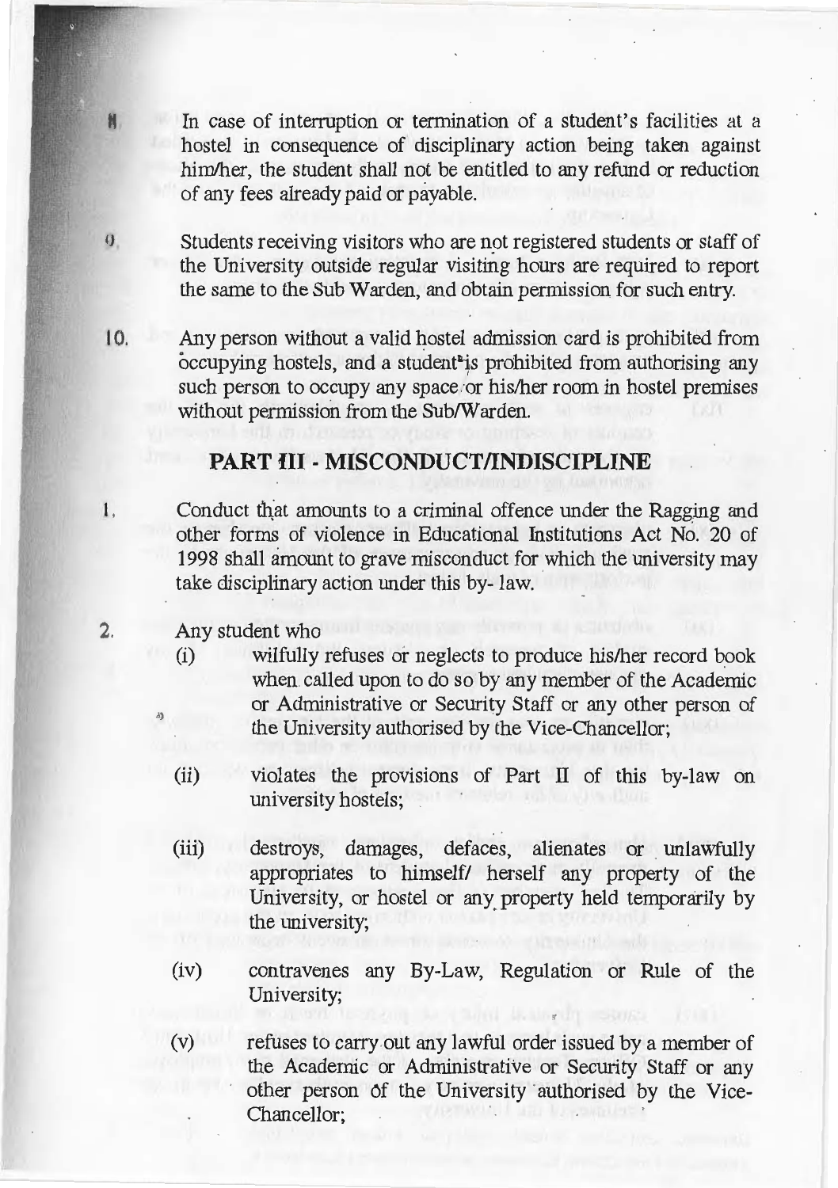8. In case of interruption or termination of a student's facilities at a hostel in consequence of disciplinary action being taken against him/her, the student shall not be entitled to any refund or reduction of any fees already paid or payable.

9. Students receiving visitors who are not registered students or staff of the University outside regular visiting hours are required to report the same to the Sub Warden, and obtain permission for such entry.

10. Any person without a valid hostel admission card is prohibited from occupying hostels, and a student is prohibited from authorising any such person to occupy any space or his/her room in hostel premises without permission from the Sub/Warden.

## PART III - MISCONDUCT/INDISCIPLINE

1. Conduct that amounts to a criminal offence under the Ragging and other forms of violence in Educational Institutions Act No. 20 of 1998 shall amount to grave misconduct for which the university may take disciplinary action under this by- law.

2. Any student who

   (i) wilfully refuses or neglects to produce his/her record book when called upon to do so by any member of the Academic or Administrative or Security Staff or any other person of the University authorised by the Vice-Chancellor;

   (ii) violates the provisions of Part II of this by-law on university hostels;

   (iii) destroys, damages, defaces, alienates or unlawfully appropriates to himself/ herself any property of the University, or hostel or any property held temporarily by the university;

   (iv) contravenes any By-Law, Regulation or Rule of the University;

   (v) refuses to carry out any lawful order issued by a member of the Academic or Administrative or Security Staff or any other person of the University authorised by the Vice-Chancellor;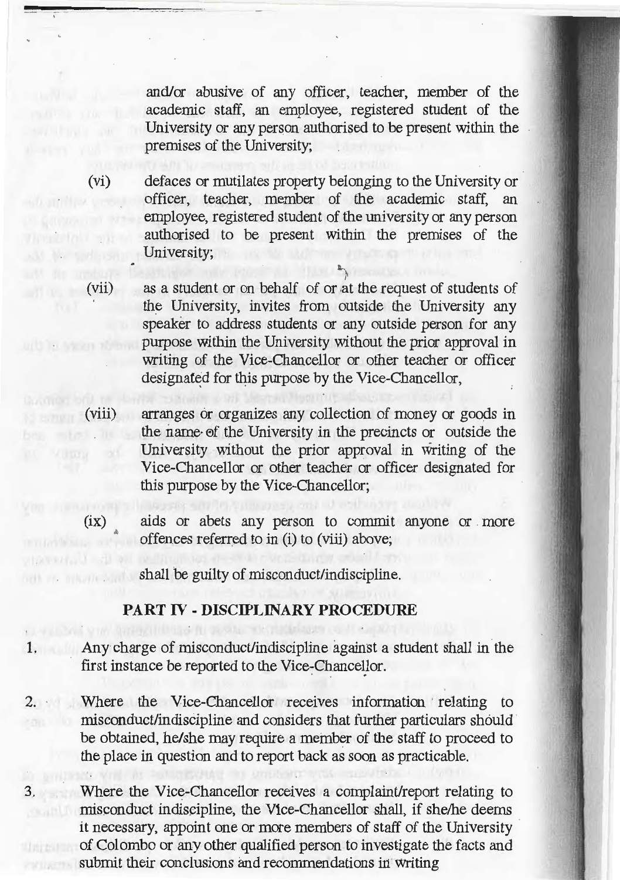and/or abusive of any officer, teacher, member of the academic staff, an employee, registered student of the University or any person authorised to be present within the premises of the University;

(vi) defaces or mutilates property belonging to the University or officer, teacher, member of the academic staff, an employee, registered student of the university or any person authorised to be present within the premises of the University;

(vii) as a student or on behalf of or at the request of students of the University, invites from outside the University any speaker to address students or any outside person for any purpose within the University without the prior approval in writing of the Vice-Chancellor or other teacher or officer designated for this purpose by the Vice-Chancellor,

(viii) arranges or organizes any collection of money or goods in the name of the University in the precincts or outside the University without the prior approval in writing of the Vice-Chancellor or other teacher or officer designated for this purpose by the Vice-Chancellor;

(ix) aids or abets any person to commit anyone or more offences referred to in (i) to (viii) above;

shall be guilty of misconduct/indiscipline.

## PART IV - DISCIPLINARY PROCEDURE

1. Any charge of misconduct/indiscipline against a student shall in the first instance be reported to the Vice-Chancellor.

2. Where the Vice-Chancellor receives information relating to misconduct/indiscipline and considers that further particulars should be obtained, he/she may require a member of the staff to proceed to the place in question and to report back as soon as practicable.

3. Where the Vice-Chancellor receives a complaint/report relating to misconduct indiscipline, the Vice-Chancellor shall, if she/he deems it necessary, appoint one or more members of staff of the University of Colombo or any other qualified person to investigate the facts and submit their conclusions and recommendations in writing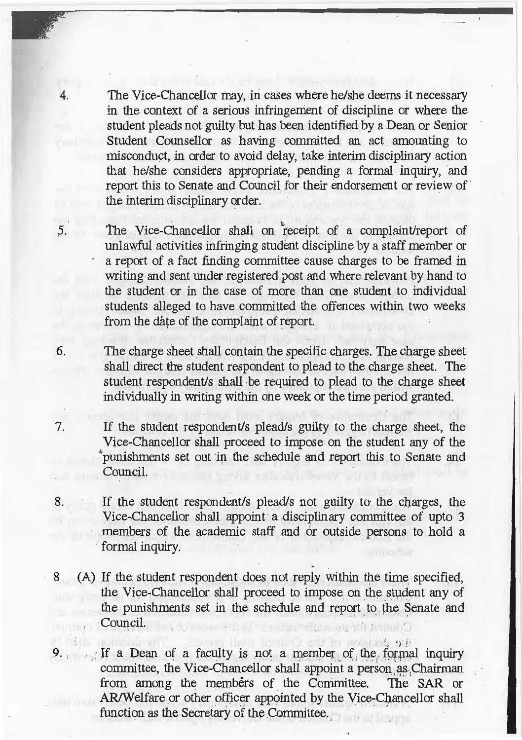4. The Vice-Chancellor may, in cases where he/she deems it necessary in the context of a serious infringement of discipline or where the student pleads not guilty but has been identified by a Dean or Senior Student Counsellor as having committed an act amounting to misconduct, in order to avoid delay, take interim disciplinary action that he/she considers appropriate, pending a formal inquiry, and report this to Senate and Council for their endorsement or review of the interim disciplinary order.

5. The Vice-Chancellor shall on receipt of a complaint/report of unlawful activities infringing student discipline by a staff member or a report of a fact finding committee cause charges to be framed in writing and sent under registered post and where relevant by hand to the student or in the case of more than one student to individual students alleged to have committed the offences within two weeks from the date of the complaint of report.

6. The charge sheet shall contain the specific charges. The charge sheet shall direct the student respondent to plead to the charge sheet. The student respondent/s shall be required to plead to the charge sheet individually in writing within one week or the time period granted.

7. If the student respondent/s plead/s guilty to the charge sheet, the Vice-Chancellor shall proceed to impose on the student any of the punishments set out in the schedule and report this to Senate and Council.

8. If the student respondent/s plead/s not guilty to the charges, the Vice-Chancellor shall appoint a disciplinary committee of upto 3 members of the academic staff and or outside persons to hold a formal inquiry.

8 (A) If the student respondent does not reply within the time specified, the Vice-Chancellor shall proceed to impose on the student any of the punishments set in the schedule and report to the Senate and Council.

9. If a Dean of a faculty is not a member of the formal inquiry committee, the Vice-Chancellor shall appoint a person as Chairman from among the members of the Committee. The SAR or AR/Welfare or other officer appointed by the Vice-Chancellor shall function as the Secretary of the Committee.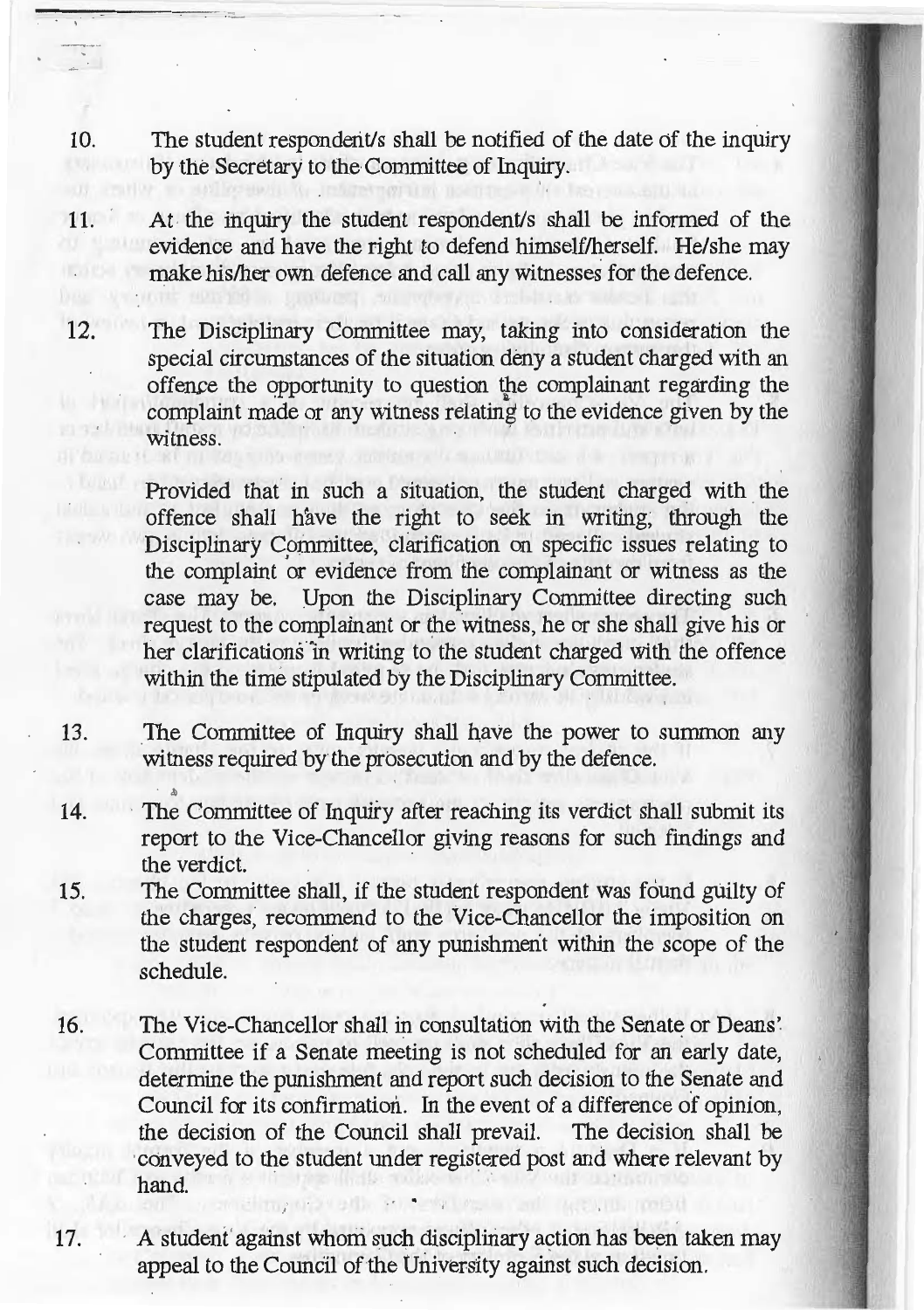10. The student respondent/s shall be notified of the date of the inquiry by the Secretary to the Committee of Inquiry.

11. At the inquiry the student respondent/s shall be informed of the evidence and have the right to defend himself/herself. He/she may make his/her own defence and call any witnesses for the defence.

12. The Disciplinary Committee may, taking into consideration the special circumstances of the situation deny a student charged with an offence the opportunity to question the complainant regarding the complaint made or any witness relating to the evidence given by the witness.

    Provided that in such a situation, the student charged with the offence shall have the right to seek in writing, through the Disciplinary Committee, clarification on specific issues relating to the complaint or evidence from the complainant or witness as the case may be. Upon the Disciplinary Committee directing such request to the complainant or the witness, he or she shall give his or her clarifications in writing to the student charged with the offence within the time stipulated by the Disciplinary Committee.

13. The Committee of Inquiry shall have the power to summon any witness required by the prosecution and by the defence.

14. The Committee of Inquiry after reaching its verdict shall submit its report to the Vice-Chancellor giving reasons for such findings and the verdict.

15. The Committee shall, if the student respondent was found guilty of the charges, recommend to the Vice-Chancellor the imposition on the student respondent of any punishment within the scope of the schedule.

16. The Vice-Chancellor shall in consultation with the Senate or Deans' Committee if a Senate meeting is not scheduled for an early date, determine the punishment and report such decision to the Senate and Council for its confirmation. In the event of a difference of opinion, the decision of the Council shall prevail. The decision shall be conveyed to the student under registered post and where relevant by hand.

17. A student against whom such disciplinary action has been taken may appeal to the Council of the University against such decision.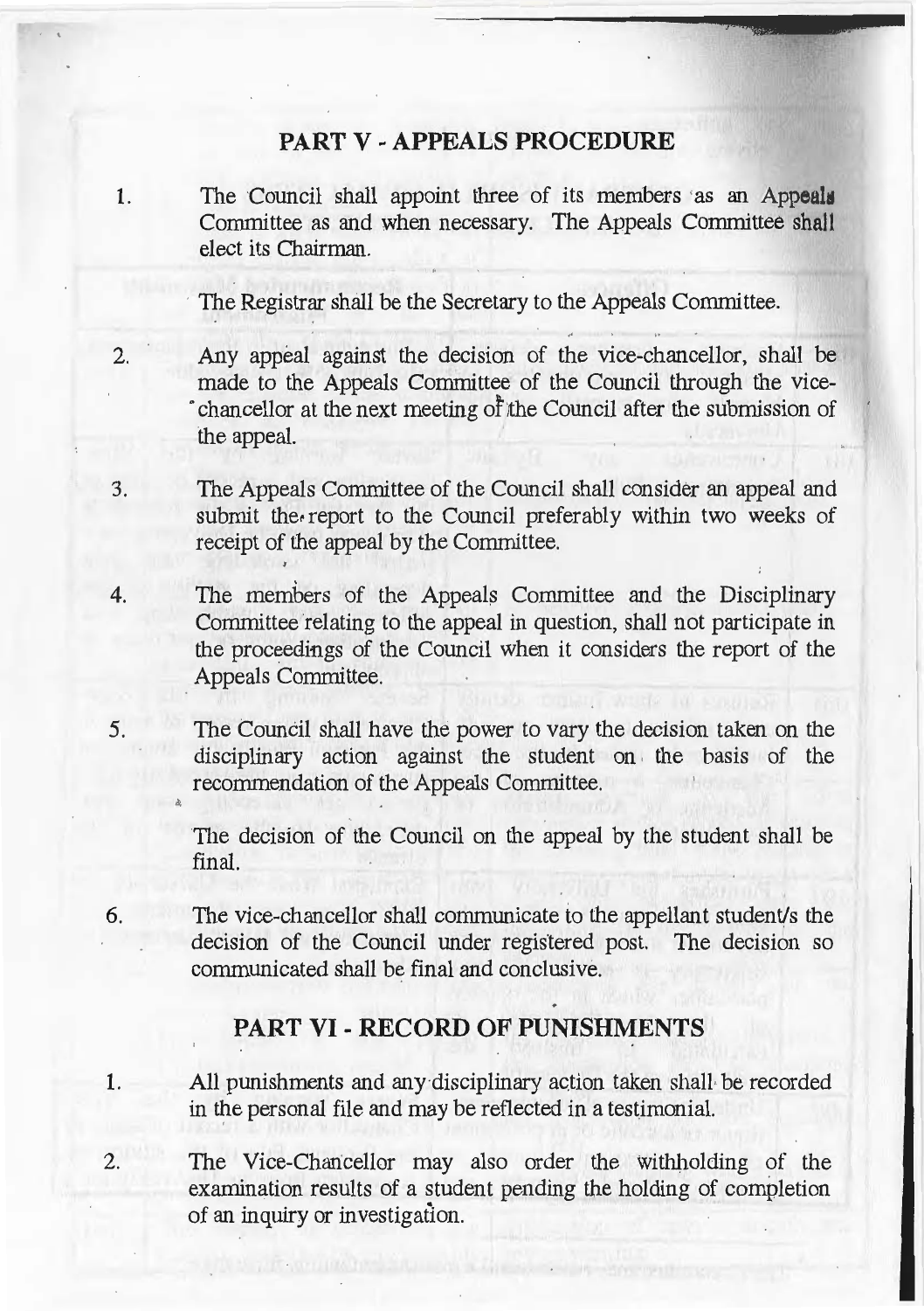## PART V - APPEALS PROCEDURE

1. The Council shall appoint three of its members as an Appeals Committee as and when necessary. The Appeals Committee shall elect its Chairman.

   The Registrar shall be the Secretary to the Appeals Committee.

2. Any appeal against the decision of the vice-chancellor, shall be made to the Appeals Committee of the Council through the vice-chancellor at the next meeting of the Council after the submission of the appeal.

3. The Appeals Committee of the Council shall consider an appeal and submit the report to the Council preferably within two weeks of receipt of the appeal by the Committee.

4. The members of the Appeals Committee and the Disciplinary Committee relating to the appeal in question, shall not participate in the proceedings of the Council when it considers the report of the Appeals Committee.

5. The Council shall have the power to vary the decision taken on the disciplinary action against the student on the basis of the recommendation of the Appeals Committee.

   The decision of the Council on the appeal by the student shall be final.

6. The vice-chancellor shall communicate to the appellant student/s the decision of the Council under registered post. The decision so communicated shall be final and conclusive.

## PART VI - RECORD OF PUNISHMENTS

1. All punishments and any disciplinary action taken shall be recorded in the personal file and may be reflected in a testimonial.

2. The Vice-Chancellor may also order the withholding of the examination results of a student pending the holding of completion of an inquiry or investigation.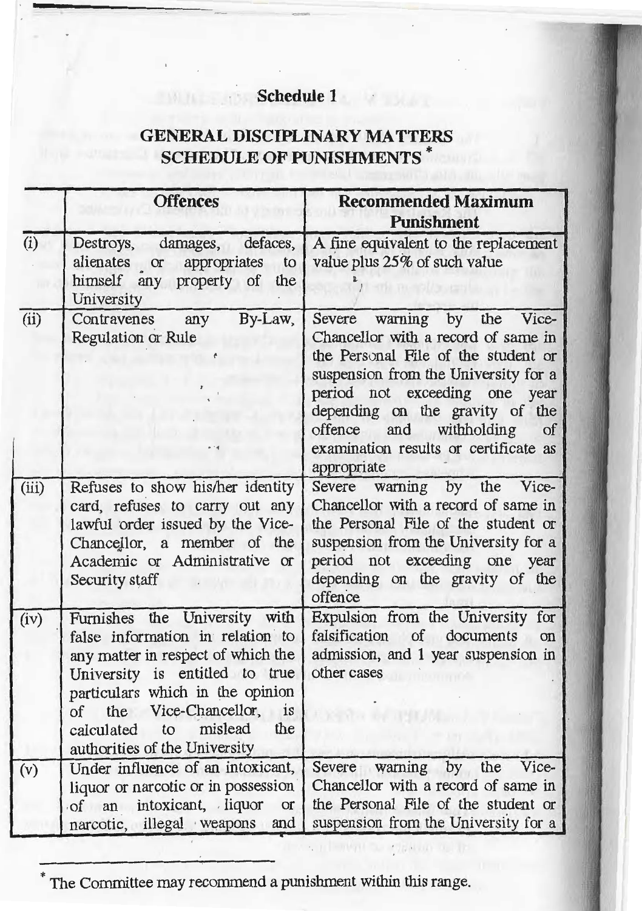## Schedule 1

## GENERAL DISCIPLINARY MATTERS SCHEDULE OF PUNISHMENTS *

| | Offences | Recommended Maximum Punishment |
|---|---|---|
| (i) | Destroys, damages, defaces, alienates or appropriates to himself any property of the University | A fine equivalent to the replacement value plus 25% of such value |
| (ii) | Contravenes any By-Law, Regulation or Rule | Severe warning by the Vice-Chancellor with a record of same in the Personal File of the student or suspension from the University for a period not exceeding one year depending on the gravity of the offence and withholding of examination results or certificate as appropriate |
| (iii) | Refuses to show his/her identity card, refuses to carry out any lawful order issued by the Vice-Chancellor, a member of the Academic or Administrative or Security staff | Severe warning by the Vice-Chancellor with a record of same in the Personal File of the student or suspension from the University for a period not exceeding one year depending on the gravity of the offence |
| (iv) | Furnishes the University with false information in relation to any matter in respect of which the University is entitled to true particulars which in the opinion of the Vice-Chancellor, is calculated to mislead the authorities of the University | Expulsion from the University for falsification of documents on admission, and 1 year suspension in other cases |
| (v) | Under influence of an intoxicant, liquor or narcotic or in possession of an intoxicant, liquor or narcotic, illegal weapons and | Severe warning by the Vice-Chancellor with a record of same in the Personal File of the student or suspension from the University for a |

* The Committee may recommend a punishment within this range.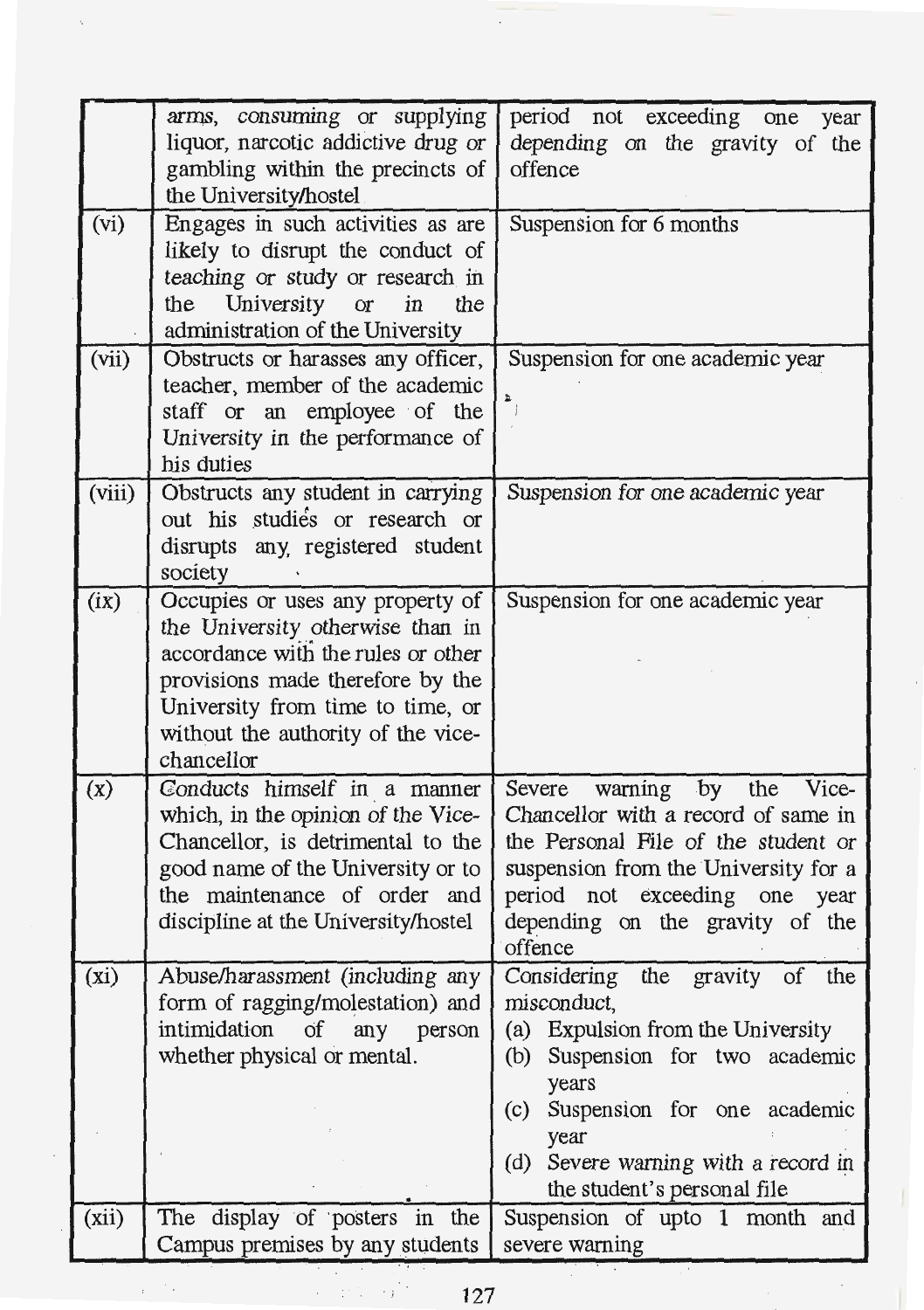| | | |
|---|---|---|
| | arms, consuming or supplying liquor, narcotic addictive drug or gambling within the precincts of the University/hostel | period not exceeding one year depending on the gravity of the offence |
| (vi) | Engages in such activities as are likely to disrupt the conduct of teaching or study or research in the University or in the administration of the University | Suspension for 6 months |
| (vii) | Obstructs or harasses any officer, teacher, member of the academic staff or an employee of the University in the performance of his duties | Suspension for one academic year |
| (viii) | Obstructs any student in carrying out his studies or research or disrupts any, registered student society | Suspension for one academic year |
| (ix) | Occupies or uses any property of the University otherwise than in accordance with the rules or other provisions made therefore by the University from time to time, or without the authority of the vice-chancellor | Suspension for one academic year |
| (x) | Conducts himself in a manner which, in the opinion of the Vice-Chancellor, is detrimental to the good name of the University or to the maintenance of order and discipline at the University/hostel | Severe warning by the Vice-Chancellor with a record of same in the Personal File of the student or suspension from the University for a period not exceeding one year depending on the gravity of the offence |
| (xi) | Abuse/harassment (including any form of ragging/molestation) and intimidation of any person whether physical or mental. | Considering the gravity of the misconduct, (a) Expulsion from the University (b) Suspension for two academic years (c) Suspension for one academic year (d) Severe warning with a record in the student's personal file |
| (xii) | The display of posters in the Campus premises by any students | Suspension of upto 1 month and severe warning |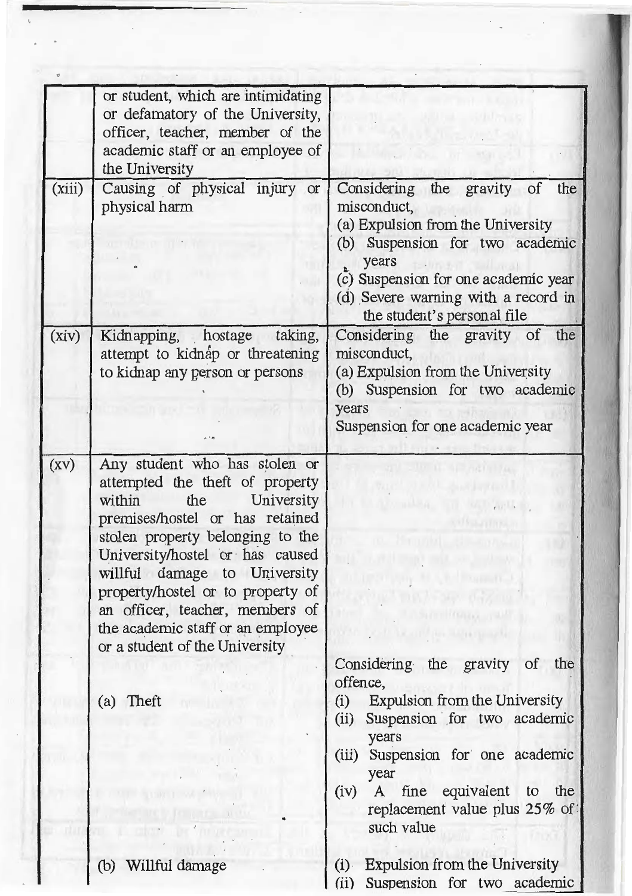| | | |
|---|---|---|
| | or student, which are intimidating or defamatory of the University, officer, teacher, member of the academic staff or an employee of the University | |
| (xiii) | Causing of physical injury or physical harm | Considering the gravity of the misconduct,<br>(a) Expulsion from the University<br>(b) Suspension for two academic years<br>(c) Suspension for one academic year<br>(d) Severe warning with a record in the student's personal file |
| (xiv) | Kidnapping, hostage taking, attempt to kidnap or threatening to kidnap any person or persons | Considering the gravity of the misconduct,<br>(a) Expulsion from the University<br>(b) Suspension for two academic years<br>Suspension for one academic year |
| (xv) | Any student who has stolen or attempted the theft of property within the University premises/hostel or has retained stolen property belonging to the University/hostel or has caused willful damage to University property/hostel or to property of an officer, teacher, members of the academic staff or an employee or a student of the University | |
| | (a) Theft | Considering the gravity of the offence,<br>(i) Expulsion from the University<br>(ii) Suspension for two academic years<br>(iii) Suspension for one academic year<br>(iv) A fine equivalent to the replacement value plus 25% of such value |
| | (b) Willful damage | (i) Expulsion from the University<br>(ii) Suspension for two academic |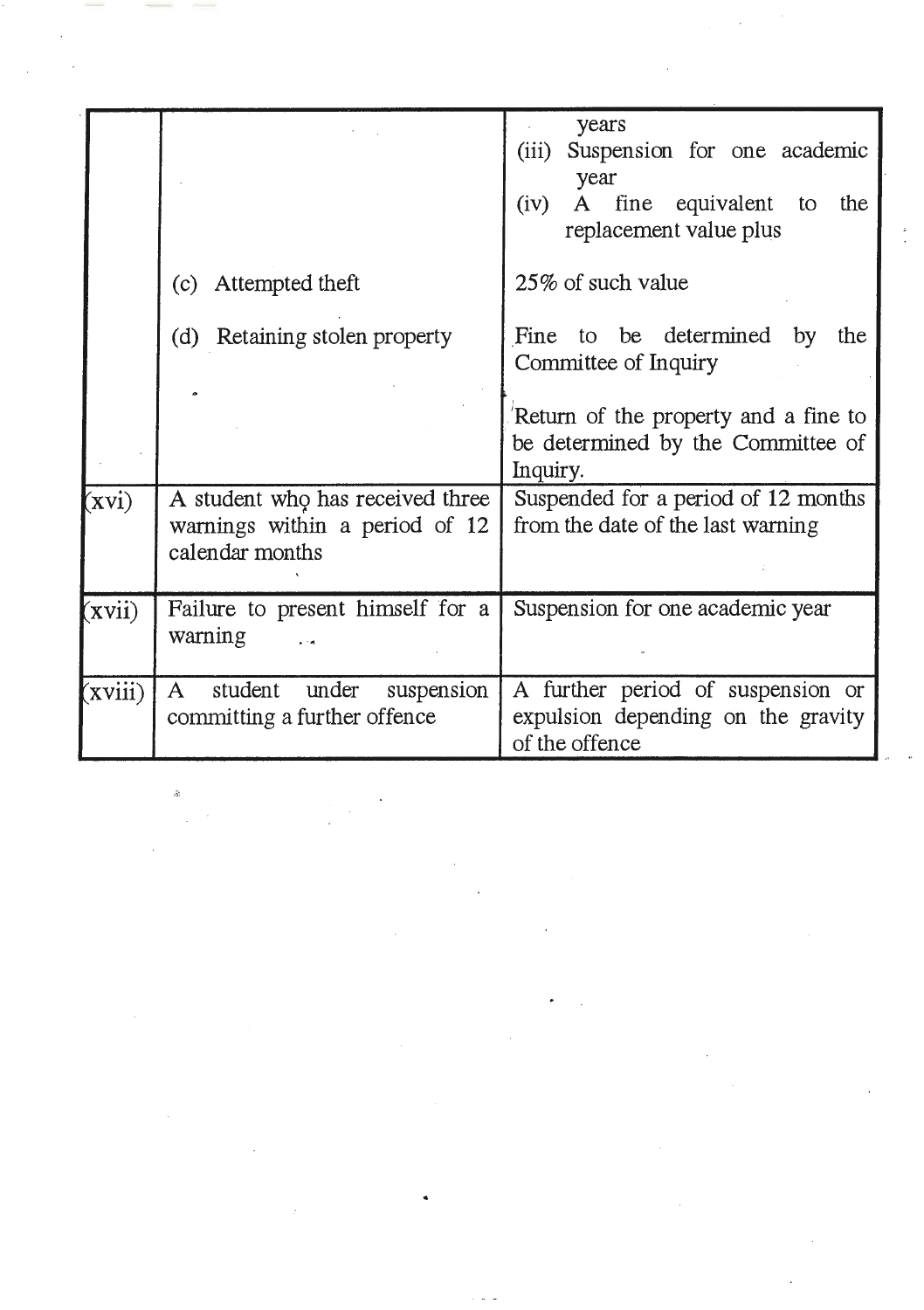| | | |
|---|---|---|
| | | years<br>(iii) Suspension for one academic year<br>(iv) A fine equivalent to the replacement value plus |
| | (c) Attempted theft | 25% of such value |
| | (d) Retaining stolen property | Fine to be determined by the Committee of Inquiry<br><br>Return of the property and a fine to be determined by the Committee of Inquiry. |
| (xvi) | A student who has received three warnings within a period of 12 calendar months | Suspended for a period of 12 months from the date of the last warning |
| (xvii) | Failure to present himself for a warning | Suspension for one academic year |
| (xviii) | A student under suspension committing a further offence | A further period of suspension or expulsion depending on the gravity of the offence |